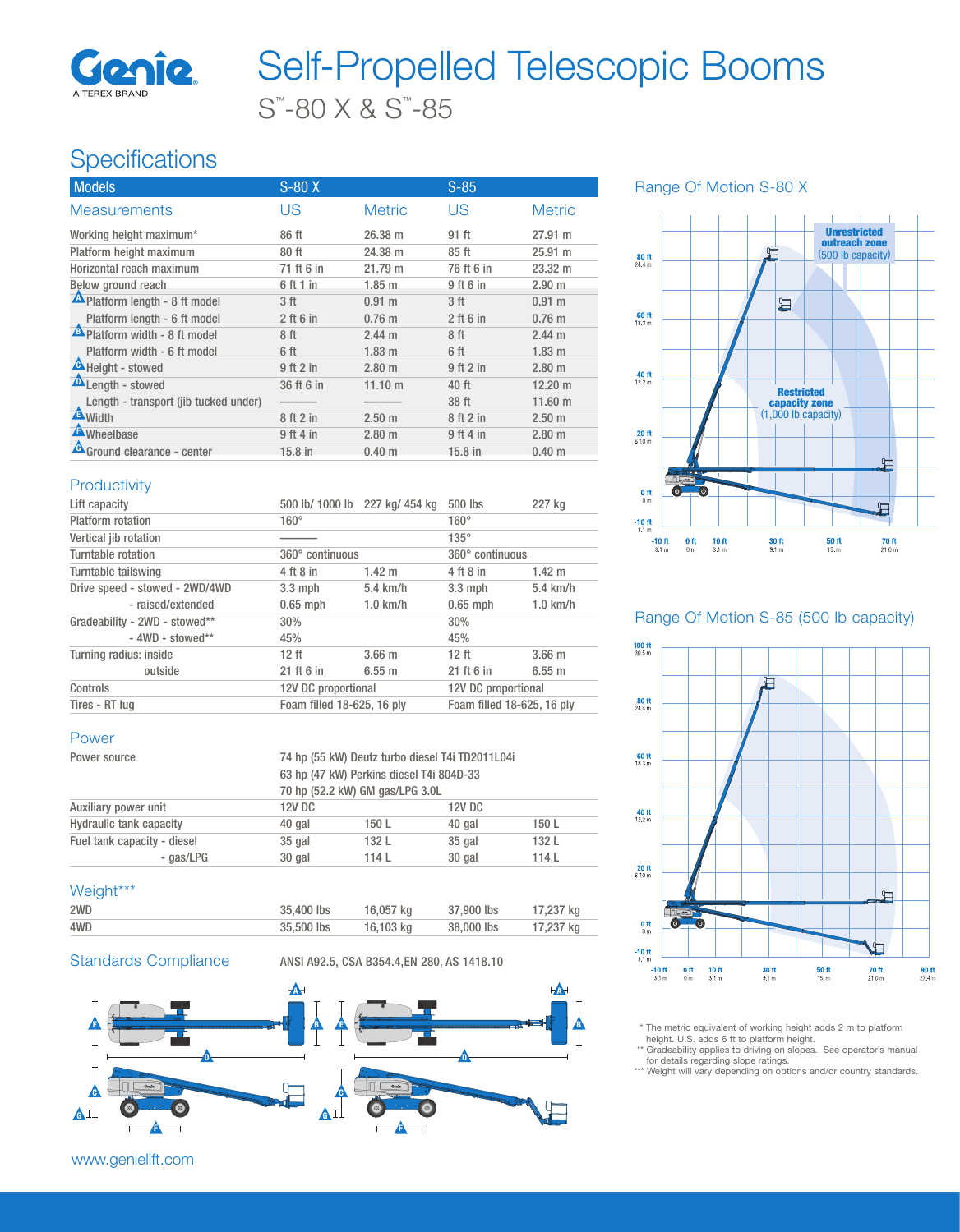# Self-Propelled Telescopic Booms

## S™-80 X & S™-85

## Specifications

| Models | S-80 X | | S-85 | |
|---|---|---|---|---|
| **Measurements** | US | Metric | US | Metric |
| Working height maximum* | 86 ft | 26.38 m | 91 ft | 27.91 m |
| Platform height maximum | 80 ft | 24.38 m | 85 ft | 25.91 m |
| Horizontal reach maximum | 71 ft 6 in | 21.79 m | 76 ft 6 in | 23.32 m |
| Below ground reach | 6 ft 1 in | 1.85 m | 9 ft 6 in | 2.90 m |
| A Platform length - 8 ft model | 3 ft | 0.91 m | 3 ft | 0.91 m |
| Platform length - 6 ft model | 2 ft 6 in | 0.76 m | 2 ft 6 in | 0.76 m |
| B Platform width - 8 ft model | 8 ft | 2.44 m | 8 ft | 2.44 m |
| Platform width - 6 ft model | 6 ft | 1.83 m | 6 ft | 1.83 m |
| C Height - stowed | 9 ft 2 in | 2.80 m | 9 ft 2 in | 2.80 m |
| D Length - stowed | 36 ft 6 in | 11.10 m | 40 ft | 12.20 m |
| Length - transport (jib tucked under) | ——— | ——— | 38 ft | 11.60 m |
| E Width | 8 ft 2 in | 2.50 m | 8 ft 2 in | 2.50 m |
| F Wheelbase | 9 ft 4 in | 2.80 m | 9 ft 4 in | 2.80 m |
| G Ground clearance - center | 15.8 in | 0.40 m | 15.8 in | 0.40 m |

### Productivity

| | S-80 X | | S-85 | |
|---|---|---|---|---|
| Lift capacity | 500 lb/ 1000 lb | 227 kg/ 454 kg | 500 lbs | 227 kg |
| Platform rotation | 160° | | 160° | |
| Vertical jib rotation | ——— | | 135° | |
| Turntable rotation | 360° continuous | | 360° continuous | |
| Turntable tailswing | 4 ft 8 in | 1.42 m | 4 ft 8 in | 1.42 m |
| Drive speed - stowed - 2WD/4WD | 3.3 mph | 5.4 km/h | 3.3 mph | 5.4 km/h |
| - raised/extended | 0.65 mph | 1.0 km/h | 0.65 mph | 1.0 km/h |
| Gradeability - 2WD - stowed** | 30% | | 30% | |
| - 4WD - stowed** | 45% | | 45% | |
| Turning radius: inside | 12 ft | 3.66 m | 12 ft | 3.66 m |
| outside | 21 ft 6 in | 6.55 m | 21 ft 6 in | 6.55 m |
| Controls | 12V DC proportional | | 12V DC proportional | |
| Tires - RT lug | Foam filled 18-625, 16 ply | | Foam filled 18-625, 16 ply | |

### Power

| | S-80 X | | S-85 | |
|---|---|---|---|---|
| Power source | 74 hp (55 kW) Deutz turbo diesel T4i TD2011L04i<br>63 hp (47 kW) Perkins diesel T4i 804D-33<br>70 hp (52.2 kW) GM gas/LPG 3.0L | | | |
| Auxiliary power unit | 12V DC | | 12V DC | |
| Hydraulic tank capacity | 40 gal | 150 L | 40 gal | 150 L |
| Fuel tank capacity - diesel | 35 gal | 132 L | 35 gal | 132 L |
| - gas/LPG | 30 gal | 114 L | 30 gal | 114 L |

### Weight***

| | S-80 X | | S-85 | |
|---|---|---|---|---|
| 2WD | 35,400 lbs | 16,057 kg | 37,900 lbs | 17,237 kg |
| 4WD | 35,500 lbs | 16,103 kg | 38,000 lbs | 17,237 kg |

### Standards Compliance

ANSI A92.5, CSA B354.4,EN 280, AS 1418.10

### Range Of Motion S-80 X

Unrestricted outreach zone (500 lb capacity)

Restricted capacity zone (1,000 lb capacity)

### Range Of Motion S-85 (500 lb capacity)

\* The metric equivalent of working height adds 2 m to platform height. U.S. adds 6 ft to platform height.
\*\* Gradeability applies to driving on slopes. See operator's manual for details regarding slope ratings.
\*\*\* Weight will vary depending on options and/or country standards.

www.genielift.com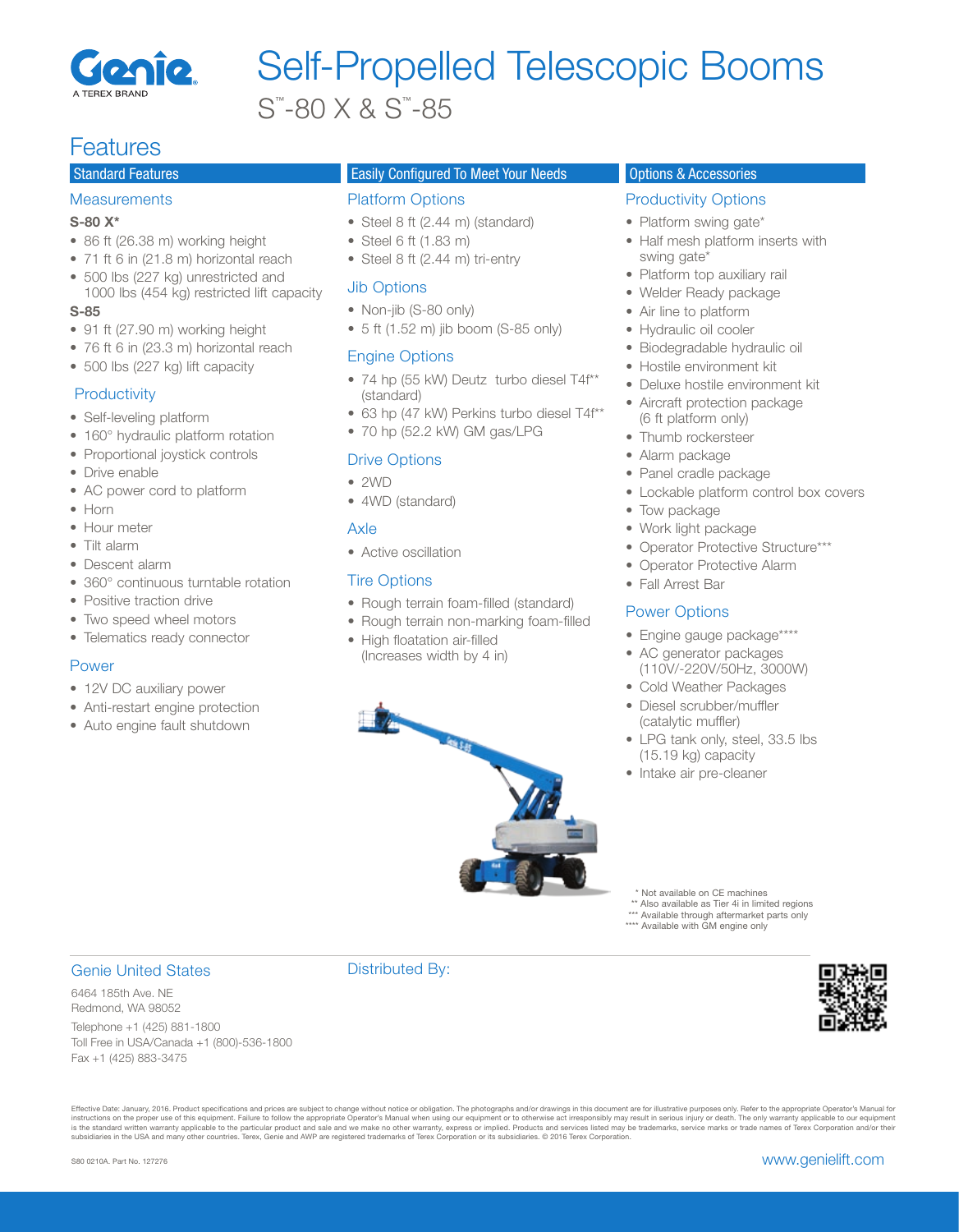# Self-Propelled Telescopic Booms

S™-80 X & S™-85

## Features

### Standard Features

#### Measurements

**S-80 X***

- 86 ft (26.38 m) working height
- 71 ft 6 in (21.8 m) horizontal reach
- 500 lbs (227 kg) unrestricted and 1000 lbs (454 kg) restricted lift capacity

**S-85**

- 91 ft (27.90 m) working height
- 76 ft 6 in (23.3 m) horizontal reach
- 500 lbs (227 kg) lift capacity

#### Productivity

- Self-leveling platform
- 160° hydraulic platform rotation
- Proportional joystick controls
- Drive enable
- AC power cord to platform
- Horn
- Hour meter
- Tilt alarm
- Descent alarm
- 360° continuous turntable rotation
- Positive traction drive
- Two speed wheel motors
- Telematics ready connector

#### Power

- 12V DC auxiliary power
- Anti-restart engine protection
- Auto engine fault shutdown

### Easily Configured To Meet Your Needs

#### Platform Options

- Steel 8 ft (2.44 m) (standard)
- Steel 6 ft (1.83 m)
- Steel 8 ft (2.44 m) tri-entry

#### Jib Options

- Non-jib (S-80 only)
- 5 ft (1.52 m) jib boom (S-85 only)

#### Engine Options

- 74 hp (55 kW) Deutz turbo diesel T4f** (standard)
- 63 hp (47 kW) Perkins turbo diesel T4f**
- 70 hp (52.2 kW) GM gas/LPG

#### Drive Options

- 2WD
- 4WD (standard)

#### Axle

- Active oscillation

#### Tire Options

- Rough terrain foam-filled (standard)
- Rough terrain non-marking foam-filled
- High floatation air-filled (Increases width by 4 in)

### Options & Accessories

#### Productivity Options

- Platform swing gate*
- Half mesh platform inserts with swing gate*
- Platform top auxiliary rail
- Welder Ready package
- Air line to platform
- Hydraulic oil cooler
- Biodegradable hydraulic oil
- Hostile environment kit
- Deluxe hostile environment kit
- Aircraft protection package (6 ft platform only)
- Thumb rockersteer
- Alarm package
- Panel cradle package
- Lockable platform control box covers
- Tow package
- Work light package
- Operator Protective Structure***
- Operator Protective Alarm
- Fall Arrest Bar

#### Power Options

- Engine gauge package****
- AC generator packages (110V/-220V/50Hz, 3000W)
- Cold Weather Packages
- Diesel scrubber/muffler (catalytic muffler)
- LPG tank only, steel, 33.5 lbs (15.19 kg) capacity
- Intake air pre-cleaner

\* Not available on CE machines
** Also available as Tier 4i in limited regions
*** Available through aftermarket parts only
**** Available with GM engine only

### Genie United States

6464 185th Ave. NE
Redmond, WA 98052

Telephone +1 (425) 881-1800
Toll Free in USA/Canada +1 (800)-536-1800
Fax +1 (425) 883-3475

Distributed By:

Effective Date: January, 2016. Product specifications and prices are subject to change without notice or obligation. The photographs and/or drawings in this document are for illustrative purposes only. Refer to the appropriate Operator's Manual for instructions on the proper use of this equipment. Failure to follow the appropriate Operator's Manual when using our equipment or to otherwise act irresponsibly may result in serious injury or death. The only warranty applicable to our equipment is the standard written warranty applicable to the particular product and sale and we make no other warranty, express or implied. Products and services listed may be trademarks, service marks or trade names of Terex Corporation and/or their subsidiaries in the USA and many other countries. Terex, Genie and AWP are registered trademarks of Terex Corporation or its subsidiaries. © 2016 Terex Corporation.

S80 0210A. Part No. 127276

www.genielift.com